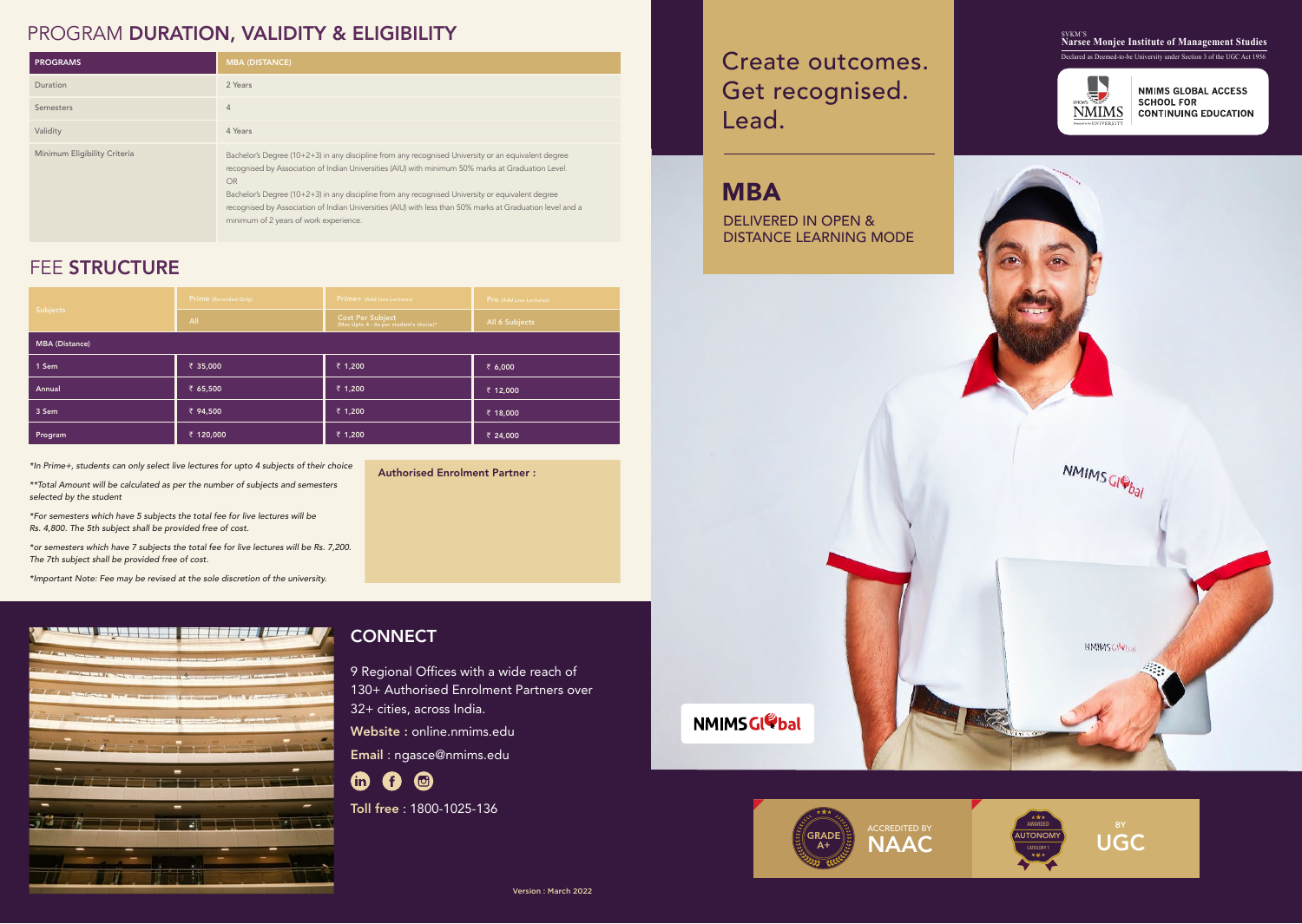# PROGRAM DURATION, VALIDITY & ELIGIBILITY

| PROGRAMS | MBA (DISTANCE) |
|---|---|
| Duration | 2 Years |
| Semesters | 4 |
| Validity | 4 Years |
| Minimum Eligibility Criteria | Bachelor's Degree (10+2+3) in any discipline from any recognised University or an equivalent degree recognised by Association of Indian Universities (AIU) with minimum 50% marks at Graduation Level. OR Bachelor's Degree (10+2+3) in any discipline from any recognised University or equivalent degree recognised by Association of Indian Universities (AIU) with less than 50% marks at Graduation level and a minimum of 2 years of work experience. |

# FEE STRUCTURE

| Subjects | Prime (Recorded Only) | Prime+ (Add Live Lectures) | Pro (Add Live Lectures) |
|---|---|---|---|
| | All | Cost Per Subject (Max Upto 4 - As per student's choice)* | All 6 Subjects |
| **MBA (Distance)** | | | |
| 1 Sem | ₹ 35,000 | ₹ 1,200 | ₹ 6,000 |
| Annual | ₹ 65,500 | ₹ 1,200 | ₹ 12,000 |
| 3 Sem | ₹ 94,500 | ₹ 1,200 | ₹ 18,000 |
| Program | ₹ 120,000 | ₹ 1,200 | ₹ 24,000 |

*\*In Prime+, students can only select live lectures for upto 4 subjects of their choice*

*\*\*Total Amount will be calculated as per the number of subjects and semesters selected by the student*

*\*For semesters which have 5 subjects the total fee for live lectures will be Rs. 4,800. The 5th subject shall be provided free of cost.*

*\*or semesters which have 7 subjects the total fee for live lectures will be Rs. 7,200. The 7th subject shall be provided free of cost.*

*\*Important Note: Fee may be revised at the sole discretion of the university.*

**Authorised Enrolment Partner :**

## CONNECT

9 Regional Offices with a wide reach of 130+ Authorised Enrolment Partners over 32+ cities, across India.

**Website :** online.nmims.edu

**Email** : ngasce@nmims.edu

**Toll free** : 1800-1025-136

Version : March 2022

Create outcomes.
Get recognised.
Lead.

# MBA

DELIVERED IN OPEN & DISTANCE LEARNING MODE

SVKM'S
Narsee Monjee Institute of Management Studies
Declared as Deemed-to-be University under Section 3 of the UGC Act 1956

NMIMS GLOBAL ACCESS SCHOOL FOR CONTINUING EDUCATION

NMIMS Global

GRADE A+ ACCREDITED BY NAAC

AWARDED AUTONOMY CATEGORY 1 BY UGC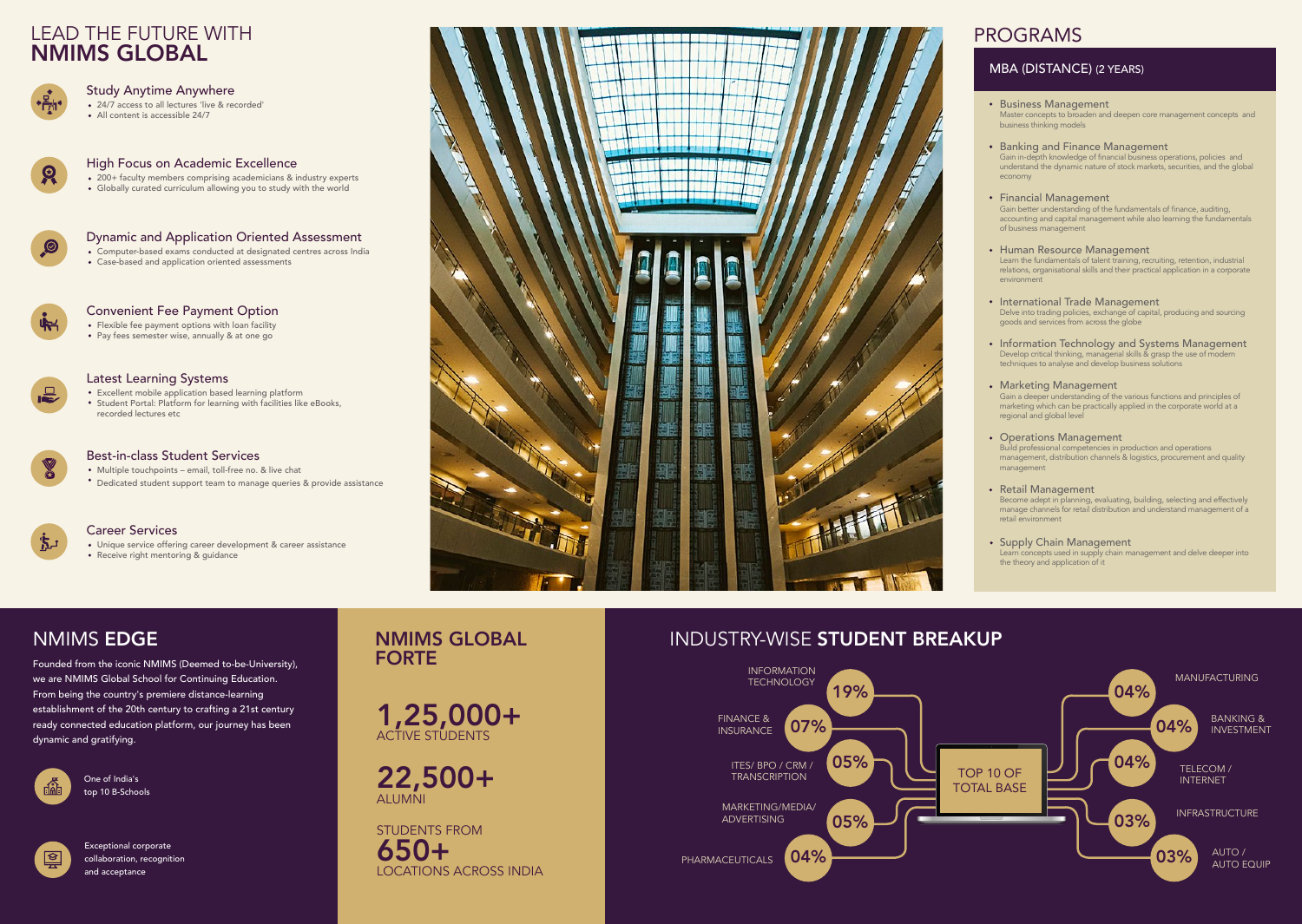# LEAD THE FUTURE WITH **NMIMS GLOBAL**

### Study Anytime Anywhere

- 24/7 access to all lectures 'live & recorded'
- All content is accessible 24/7

### High Focus on Academic Excellence

- 200+ faculty members comprising academicians & industry experts
- Globally curated curriculum allowing you to study with the world

### Dynamic and Application Oriented Assessment

- Computer-based exams conducted at designated centres across India
- Case-based and application oriented assessments

### Convenient Fee Payment Option

- Flexible fee payment options with loan facility
- Pay fees semester wise, annually & at one go

### Latest Learning Systems

- Excellent mobile application based learning platform
- Student Portal: Platform for learning with facilities like eBooks, recorded lectures etc

### Best-in-class Student Services

- Multiple touchpoints – email, toll-free no. & live chat
- Dedicated student support team to manage queries & provide assistance

### Career Services

- Unique service offering career development & career assistance
- Receive right mentoring & guidance

# PROGRAMS

## MBA (DISTANCE) (2 YEARS)

- **Business Management**
  Master concepts to broaden and deepen core management concepts and business thinking models
- **Banking and Finance Management**
  Gain in-depth knowledge of financial business operations, policies and understand the dynamic nature of stock markets, securities, and the global economy
- **Financial Management**
  Gain better understanding of the fundamentals of finance, auditing, accounting and capital management while also learning the fundamentals of business management
- **Human Resource Management**
  Learn the fundamentals of talent training, recruiting, retention, industrial relations, organisational skills and their practical application in a corporate environment
- **International Trade Management**
  Delve into trading policies, exchange of capital, producing and sourcing goods and services from across the globe
- **Information Technology and Systems Management**
  Develop critical thinking, managerial skills & grasp the use of modern techniques to analyse and develop business solutions
- **Marketing Management**
  Gain a deeper understanding of the various functions and principles of marketing which can be practically applied in the corporate world at a regional and global level
- **Operations Management**
  Build professional competencies in production and operations management, distribution channels & logistics, procurement and quality management
- **Retail Management**
  Become adept in planning, evaluating, building, selecting and effectively manage channels for retail distribution and understand management of a retail environment
- **Supply Chain Management**
  Learn concepts used in supply chain management and delve deeper into the theory and application of it

# NMIMS **EDGE**

Founded from the iconic NMIMS (Deemed to-be-University), we are NMIMS Global School for Continuing Education. From being the country's premiere distance-learning establishment of the 20th century to crafting a 21st century ready connected education platform, our journey has been dynamic and gratifying.

One of India's top 10 B-Schools

Exceptional corporate collaboration, recognition and acceptance

# NMIMS GLOBAL FORTE

**1,25,000+**
ACTIVE STUDENTS

**22,500+**
ALUMNI

STUDENTS FROM
**650+**
LOCATIONS ACROSS INDIA

# INDUSTRY-WISE **STUDENT BREAKUP**

TOP 10 OF TOTAL BASE

INFORMATION TECHNOLOGY 19%
FINANCE & INSURANCE 07%
ITES/ BPO / CRM / TRANSCRIPTION 05%
MARKETING/MEDIA/ ADVERTISING 05%
PHARMACEUTICALS 04%
MANUFACTURING 04%
BANKING & INVESTMENT 04%
TELECOM / INTERNET 04%
INFRASTRUCTURE 03%
AUTO / AUTO EQUIP 03%